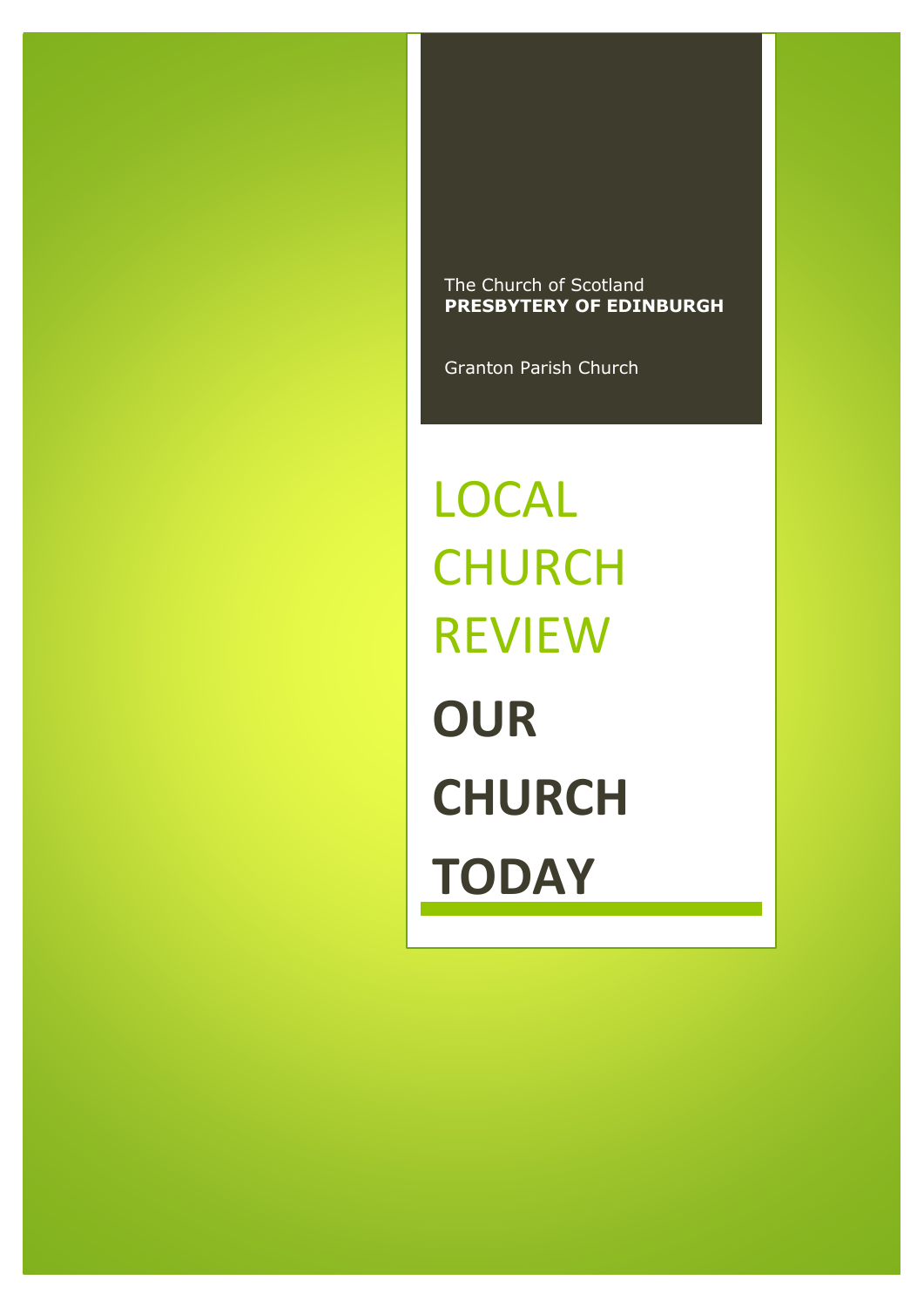The Church of Scotland
**PRESBYTERY OF EDINBURGH**

Granton Parish Church

# LOCAL CHURCH REVIEW

# OUR CHURCH TODAY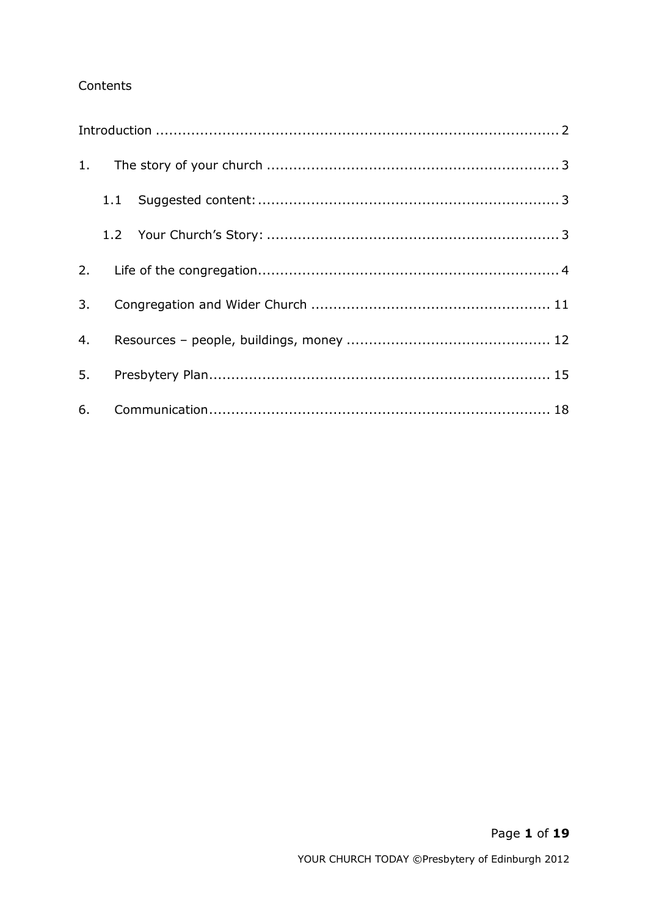Contents

Introduction ........................................................................................ 2

1. The story of your church ................................................................ 3

   1.1 Suggested content: .................................................................. 3

   1.2 Your Church's Story: ................................................................ 3

2. Life of the congregation.................................................................. 4

3. Congregation and Wider Church ..................................................... 11

4. Resources – people, buildings, money ............................................. 12

5. Presbytery Plan............................................................................ 15

6. Communication............................................................................ 18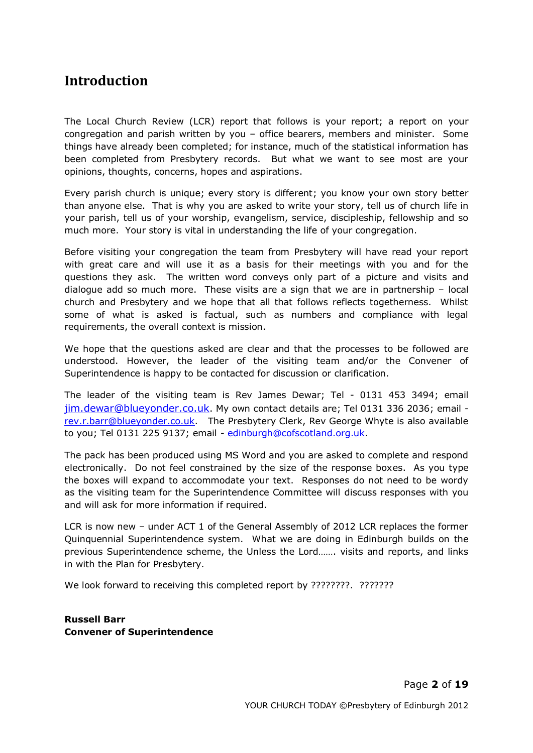# Introduction

The Local Church Review (LCR) report that follows is your report; a report on your congregation and parish written by you – office bearers, members and minister. Some things have already been completed; for instance, much of the statistical information has been completed from Presbytery records. But what we want to see most are your opinions, thoughts, concerns, hopes and aspirations.

Every parish church is unique; every story is different; you know your own story better than anyone else. That is why you are asked to write your story, tell us of church life in your parish, tell us of your worship, evangelism, service, discipleship, fellowship and so much more. Your story is vital in understanding the life of your congregation.

Before visiting your congregation the team from Presbytery will have read your report with great care and will use it as a basis for their meetings with you and for the questions they ask. The written word conveys only part of a picture and visits and dialogue add so much more. These visits are a sign that we are in partnership – local church and Presbytery and we hope that all that follows reflects togetherness. Whilst some of what is asked is factual, such as numbers and compliance with legal requirements, the overall context is mission.

We hope that the questions asked are clear and that the processes to be followed are understood. However, the leader of the visiting team and/or the Convener of Superintendence is happy to be contacted for discussion or clarification.

The leader of the visiting team is Rev James Dewar; Tel - 0131 453 3494; email jim.dewar@blueyonder.co.uk. My own contact details are; Tel 0131 336 2036; email - rev.r.barr@blueyonder.co.uk. The Presbytery Clerk, Rev George Whyte is also available to you; Tel 0131 225 9137; email - edinburgh@cofscotland.org.uk.

The pack has been produced using MS Word and you are asked to complete and respond electronically. Do not feel constrained by the size of the response boxes. As you type the boxes will expand to accommodate your text. Responses do not need to be wordy as the visiting team for the Superintendence Committee will discuss responses with you and will ask for more information if required.

LCR is now new – under ACT 1 of the General Assembly of 2012 LCR replaces the former Quinquennial Superintendence system. What we are doing in Edinburgh builds on the previous Superintendence scheme, the Unless the Lord……. visits and reports, and links in with the Plan for Presbytery.

We look forward to receiving this completed report by ????????. ???????

**Russell Barr**
**Convener of Superintendence**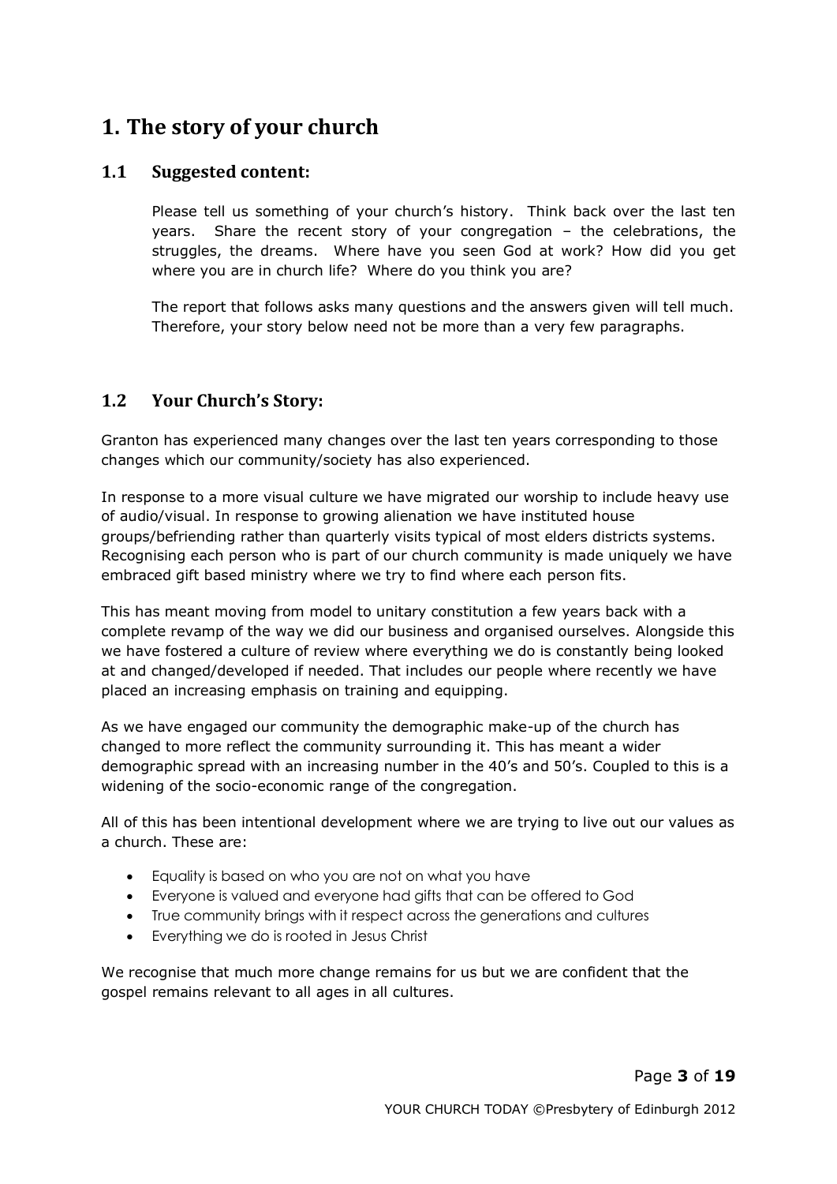# 1. The story of your church

## 1.1 Suggested content:

Please tell us something of your church's history. Think back over the last ten years. Share the recent story of your congregation – the celebrations, the struggles, the dreams. Where have you seen God at work? How did you get where you are in church life? Where do you think you are?

The report that follows asks many questions and the answers given will tell much. Therefore, your story below need not be more than a very few paragraphs.

## 1.2 Your Church's Story:

Granton has experienced many changes over the last ten years corresponding to those changes which our community/society has also experienced.

In response to a more visual culture we have migrated our worship to include heavy use of audio/visual. In response to growing alienation we have instituted house groups/befriending rather than quarterly visits typical of most elders districts systems. Recognising each person who is part of our church community is made uniquely we have embraced gift based ministry where we try to find where each person fits.

This has meant moving from model to unitary constitution a few years back with a complete revamp of the way we did our business and organised ourselves. Alongside this we have fostered a culture of review where everything we do is constantly being looked at and changed/developed if needed. That includes our people where recently we have placed an increasing emphasis on training and equipping.

As we have engaged our community the demographic make-up of the church has changed to more reflect the community surrounding it. This has meant a wider demographic spread with an increasing number in the 40's and 50's. Coupled to this is a widening of the socio-economic range of the congregation.

All of this has been intentional development where we are trying to live out our values as a church. These are:

- Equality is based on who you are not on what you have
- Everyone is valued and everyone had gifts that can be offered to God
- True community brings with it respect across the generations and cultures
- Everything we do is rooted in Jesus Christ

We recognise that much more change remains for us but we are confident that the gospel remains relevant to all ages in all cultures.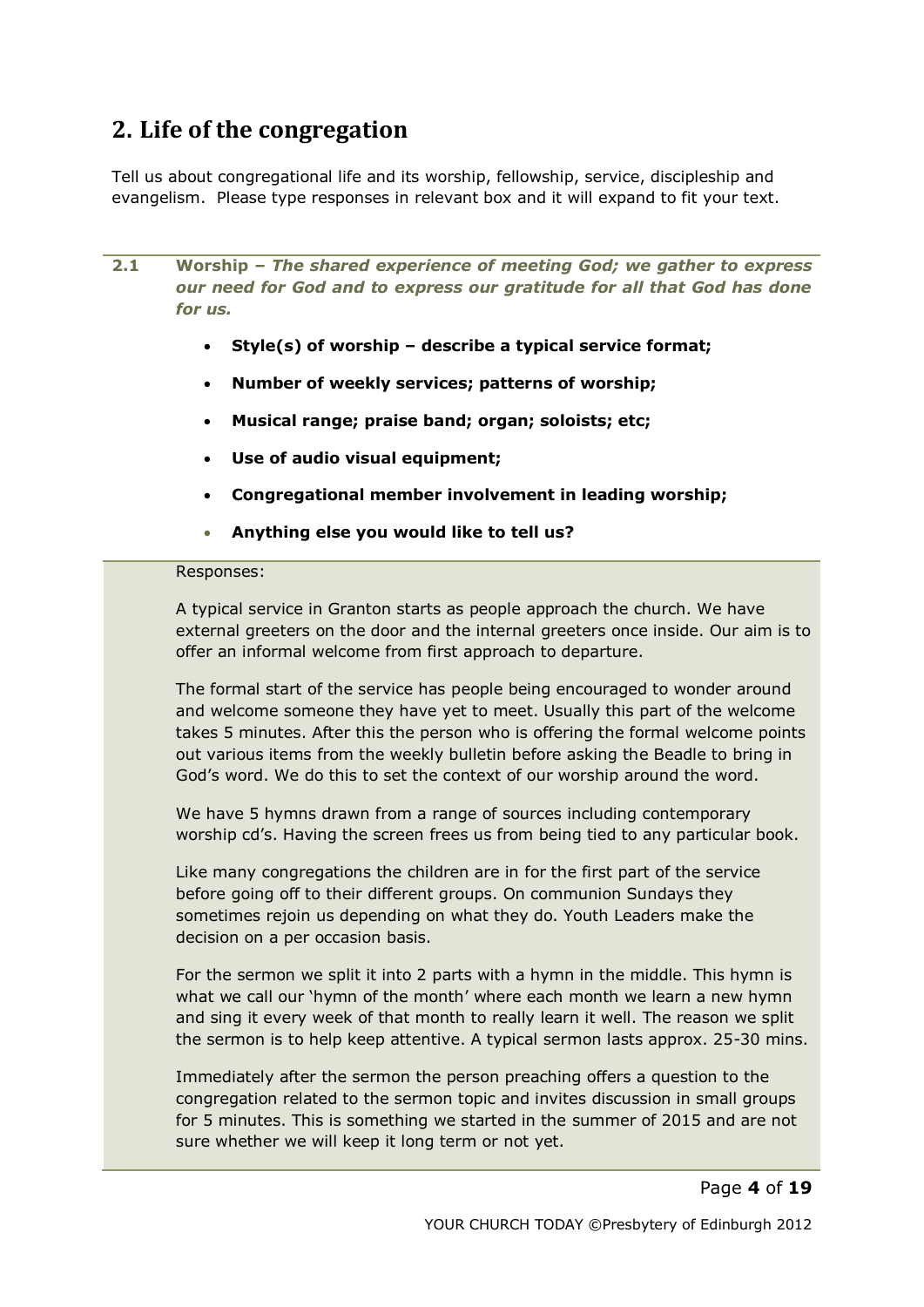## 2. Life of the congregation

Tell us about congregational life and its worship, fellowship, service, discipleship and evangelism. Please type responses in relevant box and it will expand to fit your text.

**2.1 Worship –** ***The shared experience of meeting God; we gather to express our need for God and to express our gratitude for all that God has done for us.***

- **Style(s) of worship – describe a typical service format;**
- **Number of weekly services; patterns of worship;**
- **Musical range; praise band; organ; soloists; etc;**
- **Use of audio visual equipment;**
- **Congregational member involvement in leading worship;**
- **Anything else you would like to tell us?**

Responses:

A typical service in Granton starts as people approach the church. We have external greeters on the door and the internal greeters once inside. Our aim is to offer an informal welcome from first approach to departure.

The formal start of the service has people being encouraged to wonder around and welcome someone they have yet to meet. Usually this part of the welcome takes 5 minutes. After this the person who is offering the formal welcome points out various items from the weekly bulletin before asking the Beadle to bring in God's word. We do this to set the context of our worship around the word.

We have 5 hymns drawn from a range of sources including contemporary worship cd's. Having the screen frees us from being tied to any particular book.

Like many congregations the children are in for the first part of the service before going off to their different groups. On communion Sundays they sometimes rejoin us depending on what they do. Youth Leaders make the decision on a per occasion basis.

For the sermon we split it into 2 parts with a hymn in the middle. This hymn is what we call our 'hymn of the month' where each month we learn a new hymn and sing it every week of that month to really learn it well. The reason we split the sermon is to help keep attentive. A typical sermon lasts approx. 25-30 mins.

Immediately after the sermon the person preaching offers a question to the congregation related to the sermon topic and invites discussion in small groups for 5 minutes. This is something we started in the summer of 2015 and are not sure whether we will keep it long term or not yet.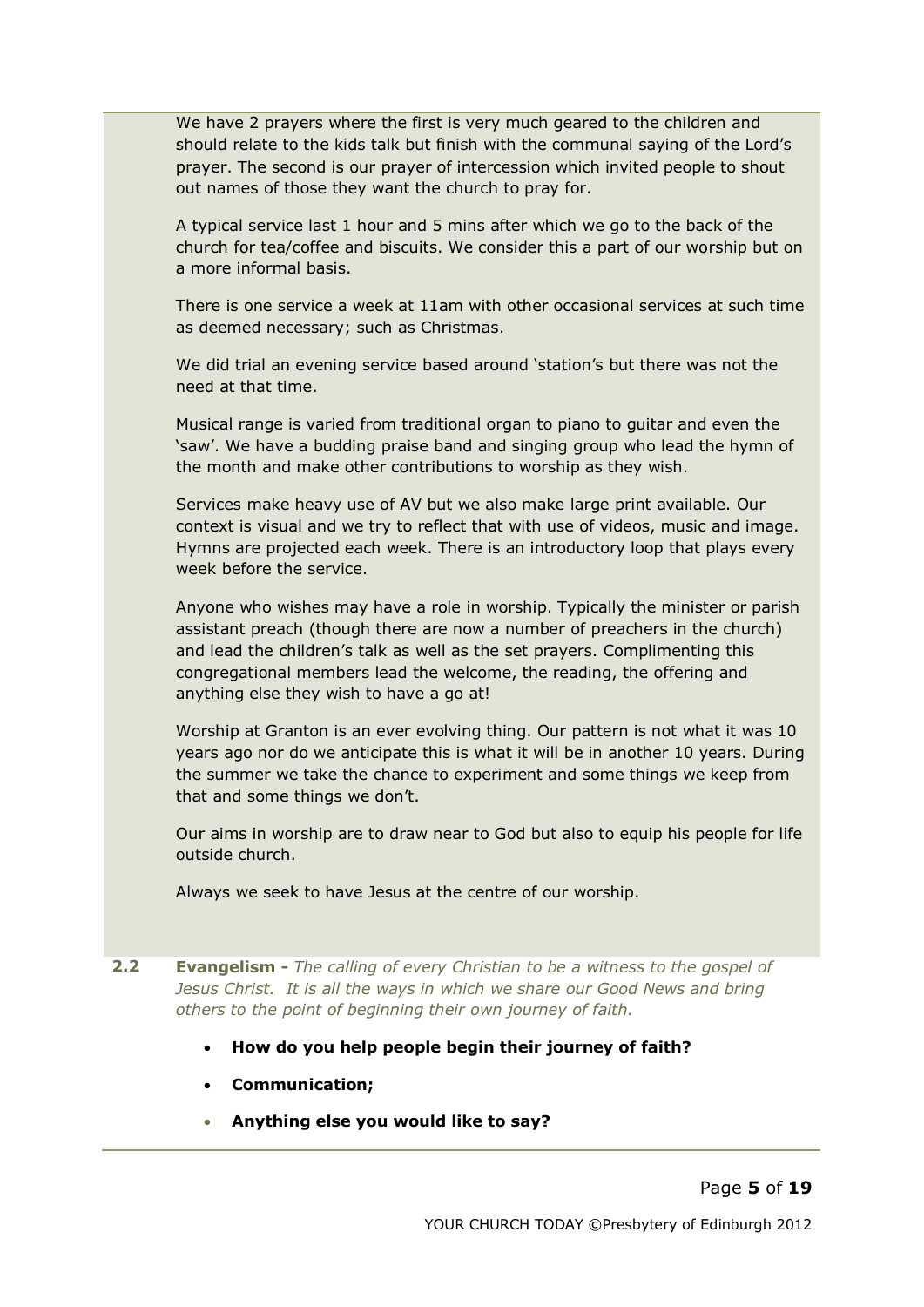We have 2 prayers where the first is very much geared to the children and should relate to the kids talk but finish with the communal saying of the Lord's prayer. The second is our prayer of intercession which invited people to shout out names of those they want the church to pray for.

A typical service last 1 hour and 5 mins after which we go to the back of the church for tea/coffee and biscuits. We consider this a part of our worship but on a more informal basis.

There is one service a week at 11am with other occasional services at such time as deemed necessary; such as Christmas.

We did trial an evening service based around 'station's but there was not the need at that time.

Musical range is varied from traditional organ to piano to guitar and even the 'saw'. We have a budding praise band and singing group who lead the hymn of the month and make other contributions to worship as they wish.

Services make heavy use of AV but we also make large print available. Our context is visual and we try to reflect that with use of videos, music and image. Hymns are projected each week. There is an introductory loop that plays every week before the service.

Anyone who wishes may have a role in worship. Typically the minister or parish assistant preach (though there are now a number of preachers in the church) and lead the children's talk as well as the set prayers. Complimenting this congregational members lead the welcome, the reading, the offering and anything else they wish to have a go at!

Worship at Granton is an ever evolving thing. Our pattern is not what it was 10 years ago nor do we anticipate this is what it will be in another 10 years. During the summer we take the chance to experiment and some things we keep from that and some things we don't.

Our aims in worship are to draw near to God but also to equip his people for life outside church.

Always we seek to have Jesus at the centre of our worship.

**2.2 Evangelism -** *The calling of every Christian to be a witness to the gospel of Jesus Christ. It is all the ways in which we share our Good News and bring others to the point of beginning their own journey of faith.*

- **How do you help people begin their journey of faith?**
- **Communication;**
- **Anything else you would like to say?**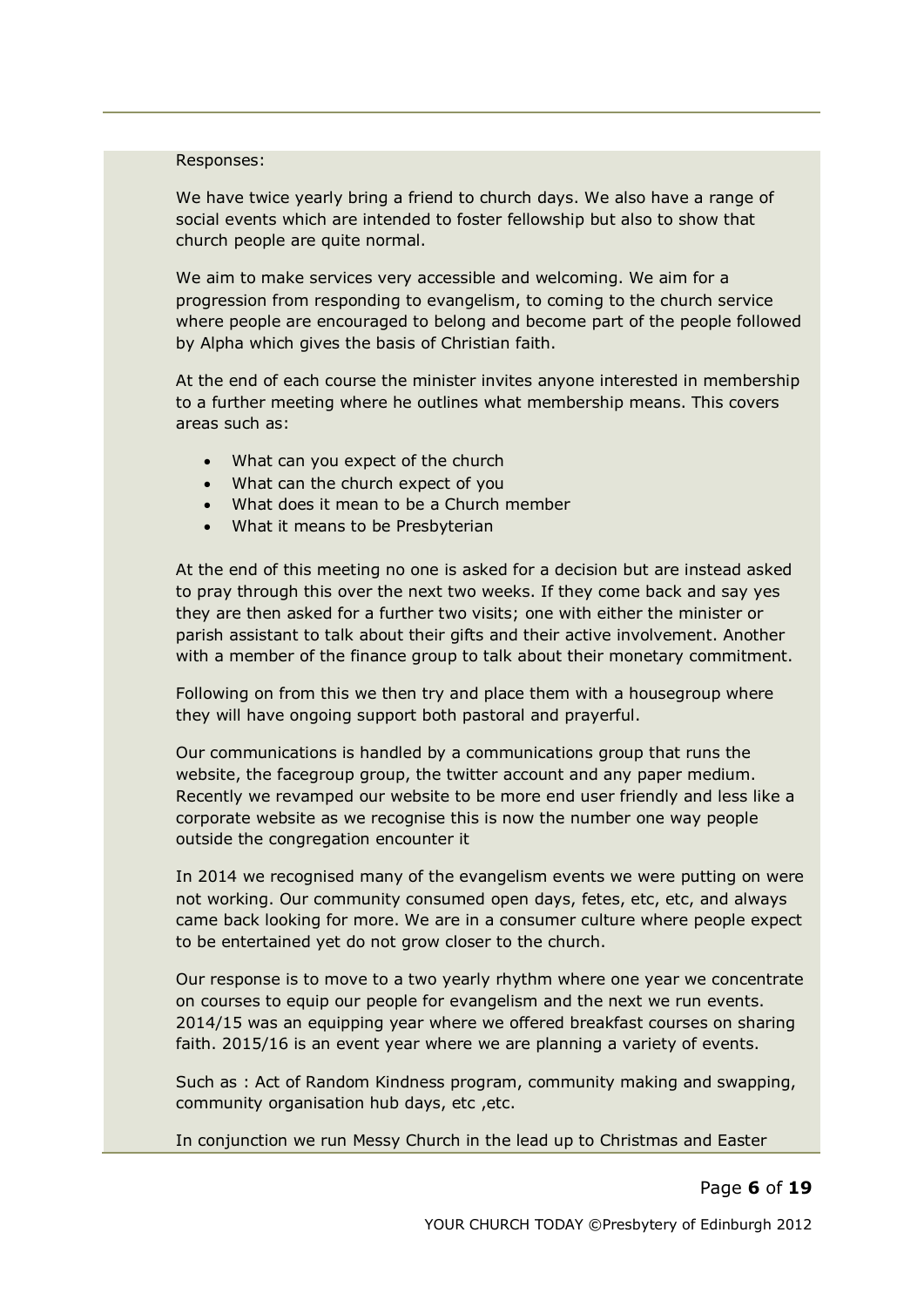Responses:

We have twice yearly bring a friend to church days. We also have a range of social events which are intended to foster fellowship but also to show that church people are quite normal.

We aim to make services very accessible and welcoming. We aim for a progression from responding to evangelism, to coming to the church service where people are encouraged to belong and become part of the people followed by Alpha which gives the basis of Christian faith.

At the end of each course the minister invites anyone interested in membership to a further meeting where he outlines what membership means. This covers areas such as:

- What can you expect of the church
- What can the church expect of you
- What does it mean to be a Church member
- What it means to be Presbyterian

At the end of this meeting no one is asked for a decision but are instead asked to pray through this over the next two weeks. If they come back and say yes they are then asked for a further two visits; one with either the minister or parish assistant to talk about their gifts and their active involvement. Another with a member of the finance group to talk about their monetary commitment.

Following on from this we then try and place them with a housegroup where they will have ongoing support both pastoral and prayerful.

Our communications is handled by a communications group that runs the website, the facegroup group, the twitter account and any paper medium. Recently we revamped our website to be more end user friendly and less like a corporate website as we recognise this is now the number one way people outside the congregation encounter it

In 2014 we recognised many of the evangelism events we were putting on were not working. Our community consumed open days, fetes, etc, etc, and always came back looking for more. We are in a consumer culture where people expect to be entertained yet do not grow closer to the church.

Our response is to move to a two yearly rhythm where one year we concentrate on courses to equip our people for evangelism and the next we run events. 2014/15 was an equipping year where we offered breakfast courses on sharing faith. 2015/16 is an event year where we are planning a variety of events.

Such as : Act of Random Kindness program, community making and swapping, community organisation hub days, etc ,etc.

In conjunction we run Messy Church in the lead up to Christmas and Easter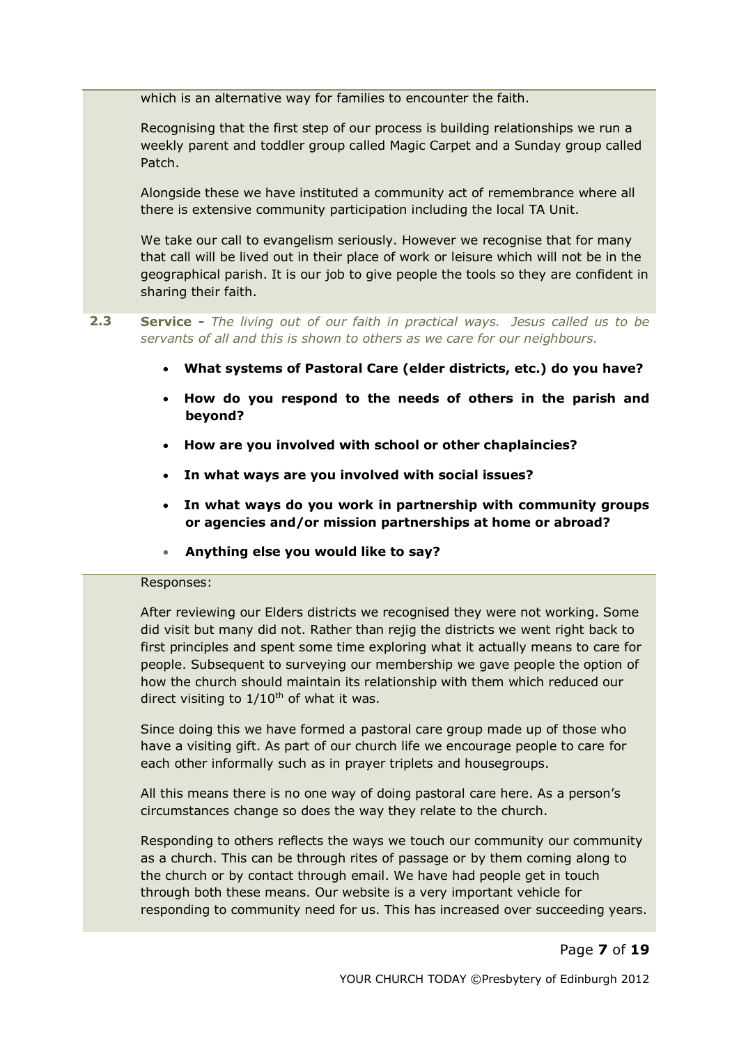which is an alternative way for families to encounter the faith.

Recognising that the first step of our process is building relationships we run a weekly parent and toddler group called Magic Carpet and a Sunday group called Patch.

Alongside these we have instituted a community act of remembrance where all there is extensive community participation including the local TA Unit.

We take our call to evangelism seriously. However we recognise that for many that call will be lived out in their place of work or leisure which will not be in the geographical parish. It is our job to give people the tools so they are confident in sharing their faith.

**2.3** **Service -** *The living out of our faith in practical ways. Jesus called us to be servants of all and this is shown to others as we care for our neighbours.*

- **What systems of Pastoral Care (elder districts, etc.) do you have?**
- **How do you respond to the needs of others in the parish and beyond?**
- **How are you involved with school or other chaplaincies?**
- **In what ways are you involved with social issues?**
- **In what ways do you work in partnership with community groups or agencies and/or mission partnerships at home or abroad?**
- **Anything else you would like to say?**

Responses:

After reviewing our Elders districts we recognised they were not working. Some did visit but many did not. Rather than rejig the districts we went right back to first principles and spent some time exploring what it actually means to care for people. Subsequent to surveying our membership we gave people the option of how the church should maintain its relationship with them which reduced our direct visiting to 1/10th of what it was.

Since doing this we have formed a pastoral care group made up of those who have a visiting gift. As part of our church life we encourage people to care for each other informally such as in prayer triplets and housegroups.

All this means there is no one way of doing pastoral care here. As a person's circumstances change so does the way they relate to the church.

Responding to others reflects the ways we touch our community our community as a church. This can be through rites of passage or by them coming along to the church or by contact through email. We have had people get in touch through both these means. Our website is a very important vehicle for responding to community need for us. This has increased over succeeding years.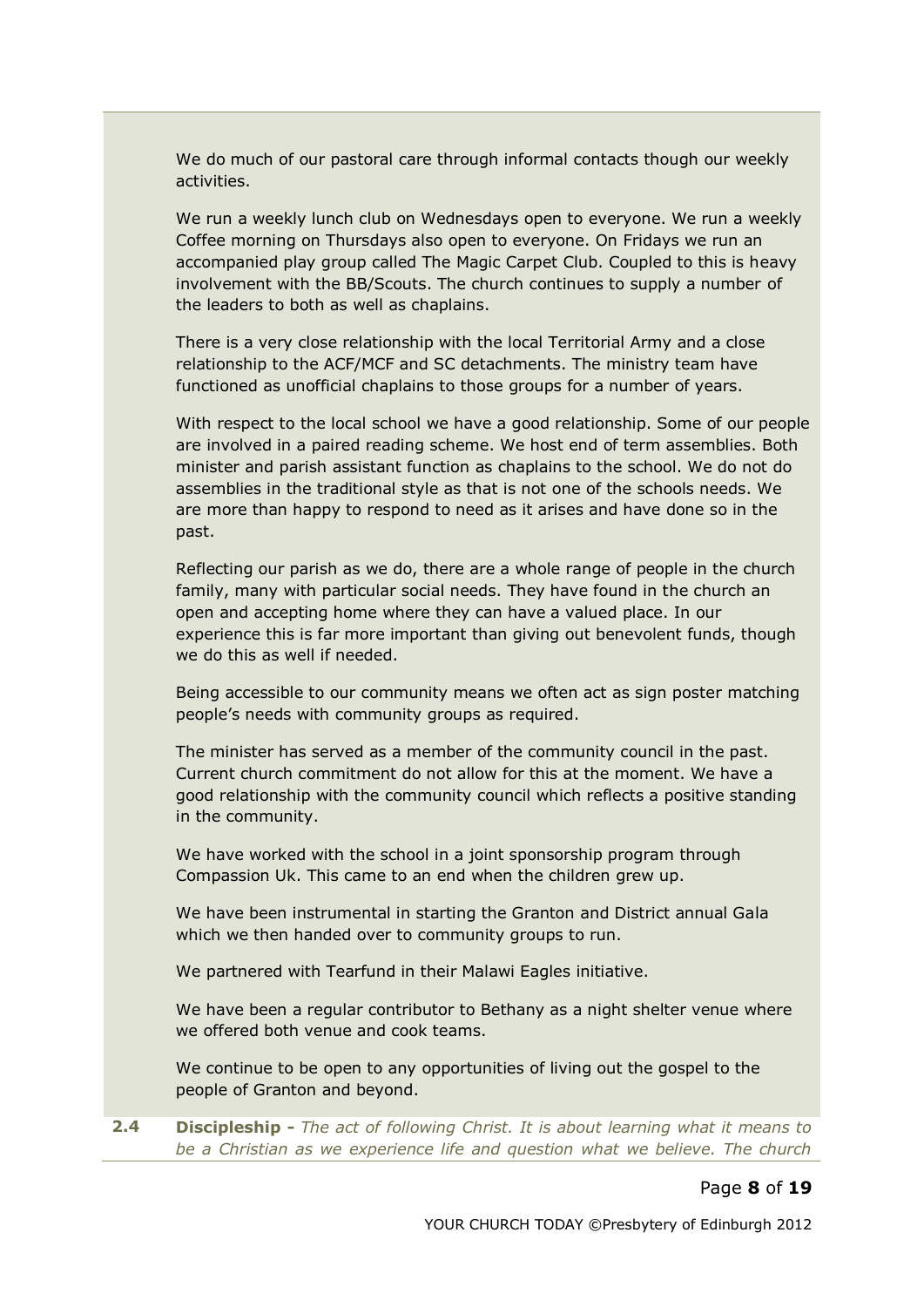We do much of our pastoral care through informal contacts though our weekly activities.

We run a weekly lunch club on Wednesdays open to everyone. We run a weekly Coffee morning on Thursdays also open to everyone. On Fridays we run an accompanied play group called The Magic Carpet Club. Coupled to this is heavy involvement with the BB/Scouts. The church continues to supply a number of the leaders to both as well as chaplains.

There is a very close relationship with the local Territorial Army and a close relationship to the ACF/MCF and SC detachments. The ministry team have functioned as unofficial chaplains to those groups for a number of years.

With respect to the local school we have a good relationship. Some of our people are involved in a paired reading scheme. We host end of term assemblies. Both minister and parish assistant function as chaplains to the school. We do not do assemblies in the traditional style as that is not one of the schools needs. We are more than happy to respond to need as it arises and have done so in the past.

Reflecting our parish as we do, there are a whole range of people in the church family, many with particular social needs. They have found in the church an open and accepting home where they can have a valued place. In our experience this is far more important than giving out benevolent funds, though we do this as well if needed.

Being accessible to our community means we often act as sign poster matching people's needs with community groups as required.

The minister has served as a member of the community council in the past. Current church commitment do not allow for this at the moment. We have a good relationship with the community council which reflects a positive standing in the community.

We have worked with the school in a joint sponsorship program through Compassion Uk. This came to an end when the children grew up.

We have been instrumental in starting the Granton and District annual Gala which we then handed over to community groups to run.

We partnered with Tearfund in their Malawi Eagles initiative.

We have been a regular contributor to Bethany as a night shelter venue where we offered both venue and cook teams.

We continue to be open to any opportunities of living out the gospel to the people of Granton and beyond.

**2.4 Discipleship -** *The act of following Christ. It is about learning what it means to be a Christian as we experience life and question what we believe. The church*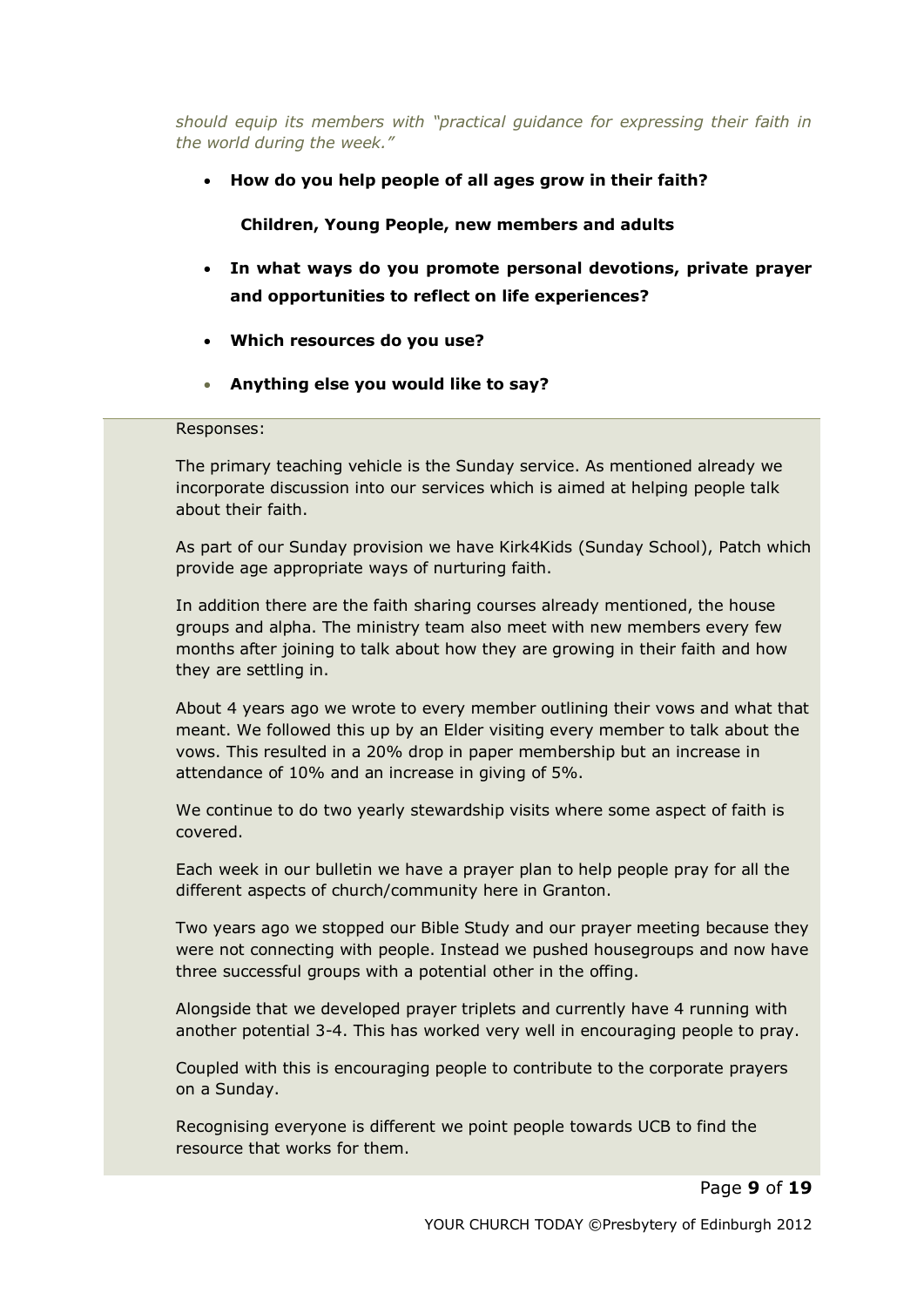*should equip its members with "practical guidance for expressing their faith in the world during the week."*

- **How do you help people of all ages grow in their faith?**

  **Children, Young People, new members and adults**

- **In what ways do you promote personal devotions, private prayer and opportunities to reflect on life experiences?**
- **Which resources do you use?**
- **Anything else you would like to say?**

Responses:

The primary teaching vehicle is the Sunday service. As mentioned already we incorporate discussion into our services which is aimed at helping people talk about their faith.

As part of our Sunday provision we have Kirk4Kids (Sunday School), Patch which provide age appropriate ways of nurturing faith.

In addition there are the faith sharing courses already mentioned, the house groups and alpha. The ministry team also meet with new members every few months after joining to talk about how they are growing in their faith and how they are settling in.

About 4 years ago we wrote to every member outlining their vows and what that meant. We followed this up by an Elder visiting every member to talk about the vows. This resulted in a 20% drop in paper membership but an increase in attendance of 10% and an increase in giving of 5%.

We continue to do two yearly stewardship visits where some aspect of faith is covered.

Each week in our bulletin we have a prayer plan to help people pray for all the different aspects of church/community here in Granton.

Two years ago we stopped our Bible Study and our prayer meeting because they were not connecting with people. Instead we pushed housegroups and now have three successful groups with a potential other in the offing.

Alongside that we developed prayer triplets and currently have 4 running with another potential 3-4. This has worked very well in encouraging people to pray.

Coupled with this is encouraging people to contribute to the corporate prayers on a Sunday.

Recognising everyone is different we point people towards UCB to find the resource that works for them.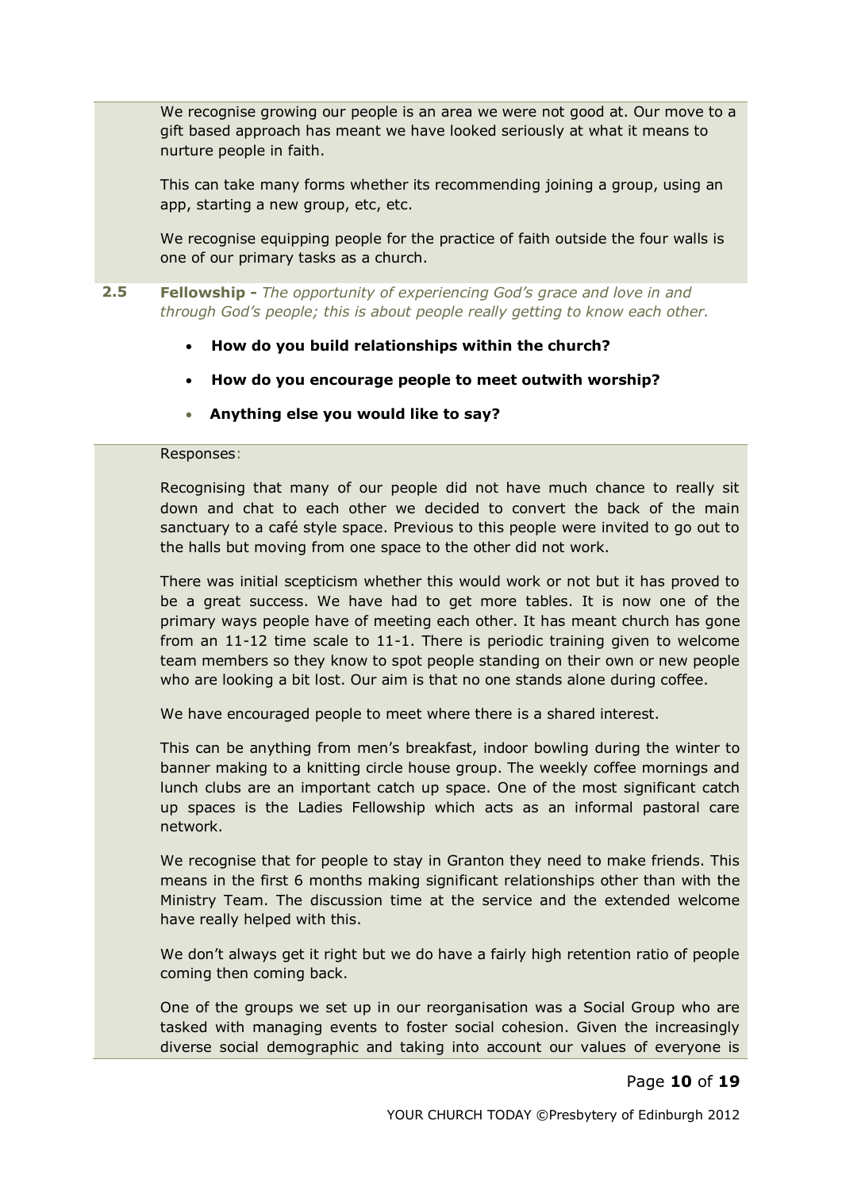We recognise growing our people is an area we were not good at. Our move to a gift based approach has meant we have looked seriously at what it means to nurture people in faith.

This can take many forms whether its recommending joining a group, using an app, starting a new group, etc, etc.

We recognise equipping people for the practice of faith outside the four walls is one of our primary tasks as a church.

**2.5** **Fellowship -** *The opportunity of experiencing God's grace and love in and through God's people; this is about people really getting to know each other.*

- **How do you build relationships within the church?**
- **How do you encourage people to meet outwith worship?**
- **Anything else you would like to say?**

Responses:

Recognising that many of our people did not have much chance to really sit down and chat to each other we decided to convert the back of the main sanctuary to a café style space. Previous to this people were invited to go out to the halls but moving from one space to the other did not work.

There was initial scepticism whether this would work or not but it has proved to be a great success. We have had to get more tables. It is now one of the primary ways people have of meeting each other. It has meant church has gone from an 11-12 time scale to 11-1. There is periodic training given to welcome team members so they know to spot people standing on their own or new people who are looking a bit lost. Our aim is that no one stands alone during coffee.

We have encouraged people to meet where there is a shared interest.

This can be anything from men's breakfast, indoor bowling during the winter to banner making to a knitting circle house group. The weekly coffee mornings and lunch clubs are an important catch up space. One of the most significant catch up spaces is the Ladies Fellowship which acts as an informal pastoral care network.

We recognise that for people to stay in Granton they need to make friends. This means in the first 6 months making significant relationships other than with the Ministry Team. The discussion time at the service and the extended welcome have really helped with this.

We don't always get it right but we do have a fairly high retention ratio of people coming then coming back.

One of the groups we set up in our reorganisation was a Social Group who are tasked with managing events to foster social cohesion. Given the increasingly diverse social demographic and taking into account our values of everyone is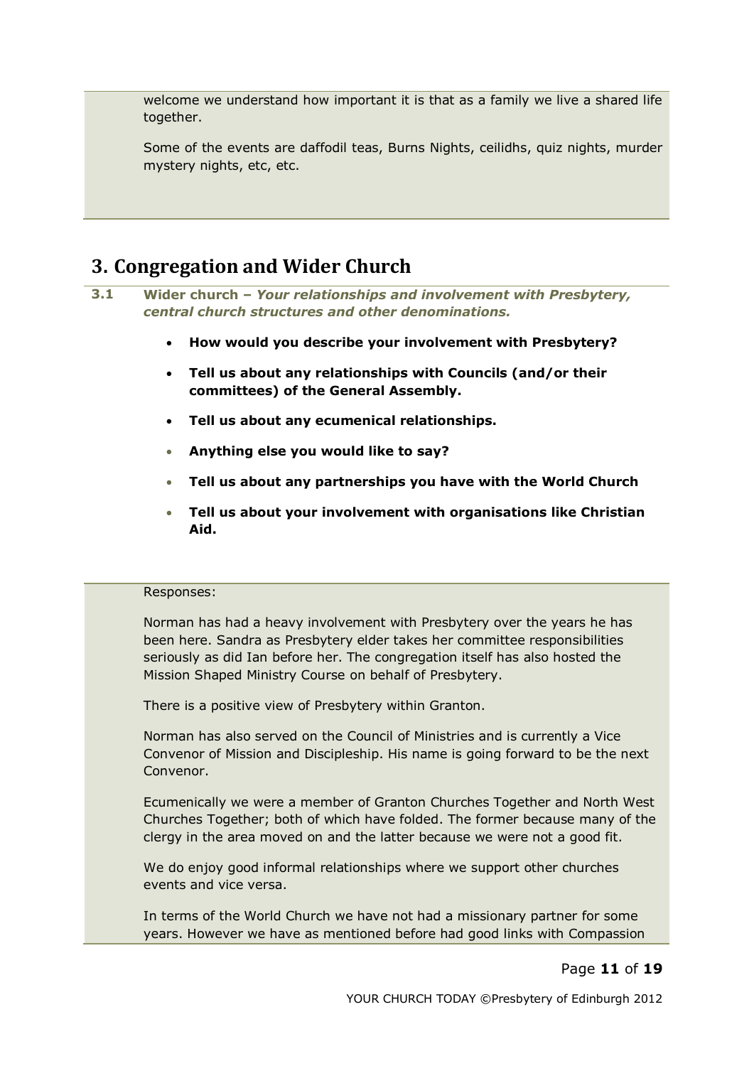welcome we understand how important it is that as a family we live a shared life together.

Some of the events are daffodil teas, Burns Nights, ceilidhs, quiz nights, murder mystery nights, etc, etc.

## 3. Congregation and Wider Church

**3.1 Wider church –** ***Your relationships and involvement with Presbytery, central church structures and other denominations.***

- **How would you describe your involvement with Presbytery?**
- **Tell us about any relationships with Councils (and/or their committees) of the General Assembly.**
- **Tell us about any ecumenical relationships.**
- **Anything else you would like to say?**
- **Tell us about any partnerships you have with the World Church**
- **Tell us about your involvement with organisations like Christian Aid.**

Responses:

Norman has had a heavy involvement with Presbytery over the years he has been here. Sandra as Presbytery elder takes her committee responsibilities seriously as did Ian before her. The congregation itself has also hosted the Mission Shaped Ministry Course on behalf of Presbytery.

There is a positive view of Presbytery within Granton.

Norman has also served on the Council of Ministries and is currently a Vice Convenor of Mission and Discipleship. His name is going forward to be the next Convenor.

Ecumenically we were a member of Granton Churches Together and North West Churches Together; both of which have folded. The former because many of the clergy in the area moved on and the latter because we were not a good fit.

We do enjoy good informal relationships where we support other churches events and vice versa.

In terms of the World Church we have not had a missionary partner for some years. However we have as mentioned before had good links with Compassion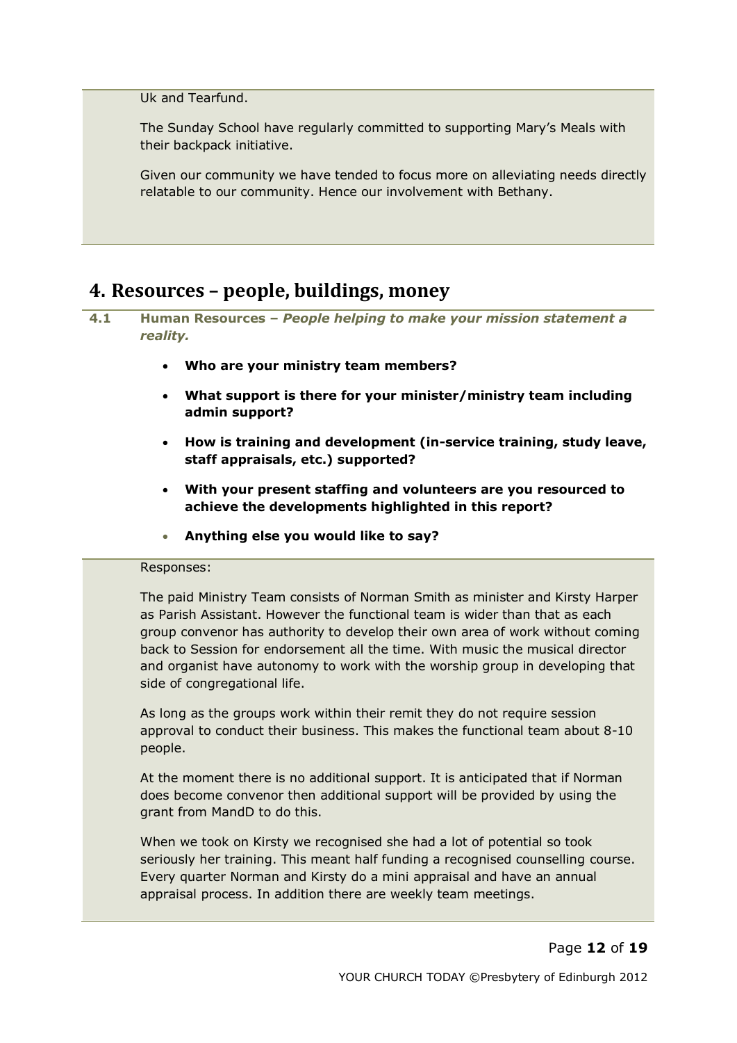Uk and Tearfund.

The Sunday School have regularly committed to supporting Mary's Meals with their backpack initiative.

Given our community we have tended to focus more on alleviating needs directly relatable to our community. Hence our involvement with Bethany.

# 4. Resources – people, buildings, money

**4.1 Human Resources – *People helping to make your mission statement a reality.***

- **Who are your ministry team members?**
- **What support is there for your minister/ministry team including admin support?**
- **How is training and development (in-service training, study leave, staff appraisals, etc.) supported?**
- **With your present staffing and volunteers are you resourced to achieve the developments highlighted in this report?**
- **Anything else you would like to say?**

Responses:

The paid Ministry Team consists of Norman Smith as minister and Kirsty Harper as Parish Assistant. However the functional team is wider than that as each group convenor has authority to develop their own area of work without coming back to Session for endorsement all the time. With music the musical director and organist have autonomy to work with the worship group in developing that side of congregational life.

As long as the groups work within their remit they do not require session approval to conduct their business. This makes the functional team about 8-10 people.

At the moment there is no additional support. It is anticipated that if Norman does become convenor then additional support will be provided by using the grant from MandD to do this.

When we took on Kirsty we recognised she had a lot of potential so took seriously her training. This meant half funding a recognised counselling course. Every quarter Norman and Kirsty do a mini appraisal and have an annual appraisal process. In addition there are weekly team meetings.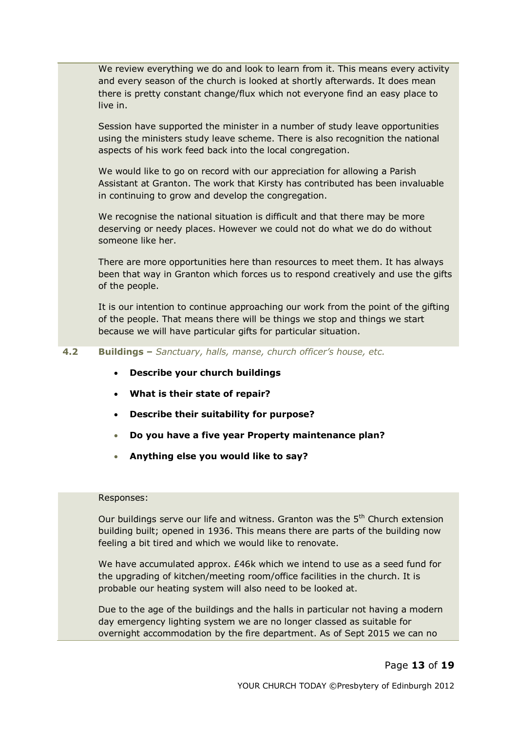We review everything we do and look to learn from it. This means every activity and every season of the church is looked at shortly afterwards. It does mean there is pretty constant change/flux which not everyone find an easy place to live in.

Session have supported the minister in a number of study leave opportunities using the ministers study leave scheme. There is also recognition the national aspects of his work feed back into the local congregation.

We would like to go on record with our appreciation for allowing a Parish Assistant at Granton. The work that Kirsty has contributed has been invaluable in continuing to grow and develop the congregation.

We recognise the national situation is difficult and that there may be more deserving or needy places. However we could not do what we do do without someone like her.

There are more opportunities here than resources to meet them. It has always been that way in Granton which forces us to respond creatively and use the gifts of the people.

It is our intention to continue approaching our work from the point of the gifting of the people. That means there will be things we stop and things we start because we will have particular gifts for particular situation.

### 4.2 Buildings – *Sanctuary, halls, manse, church officer's house, etc.*

- **Describe your church buildings**
- **What is their state of repair?**
- **Describe their suitability for purpose?**
- **Do you have a five year Property maintenance plan?**
- **Anything else you would like to say?**

Responses:

Our buildings serve our life and witness. Granton was the 5th Church extension building built; opened in 1936. This means there are parts of the building now feeling a bit tired and which we would like to renovate.

We have accumulated approx. £46k which we intend to use as a seed fund for the upgrading of kitchen/meeting room/office facilities in the church. It is probable our heating system will also need to be looked at.

Due to the age of the buildings and the halls in particular not having a modern day emergency lighting system we are no longer classed as suitable for overnight accommodation by the fire department. As of Sept 2015 we can no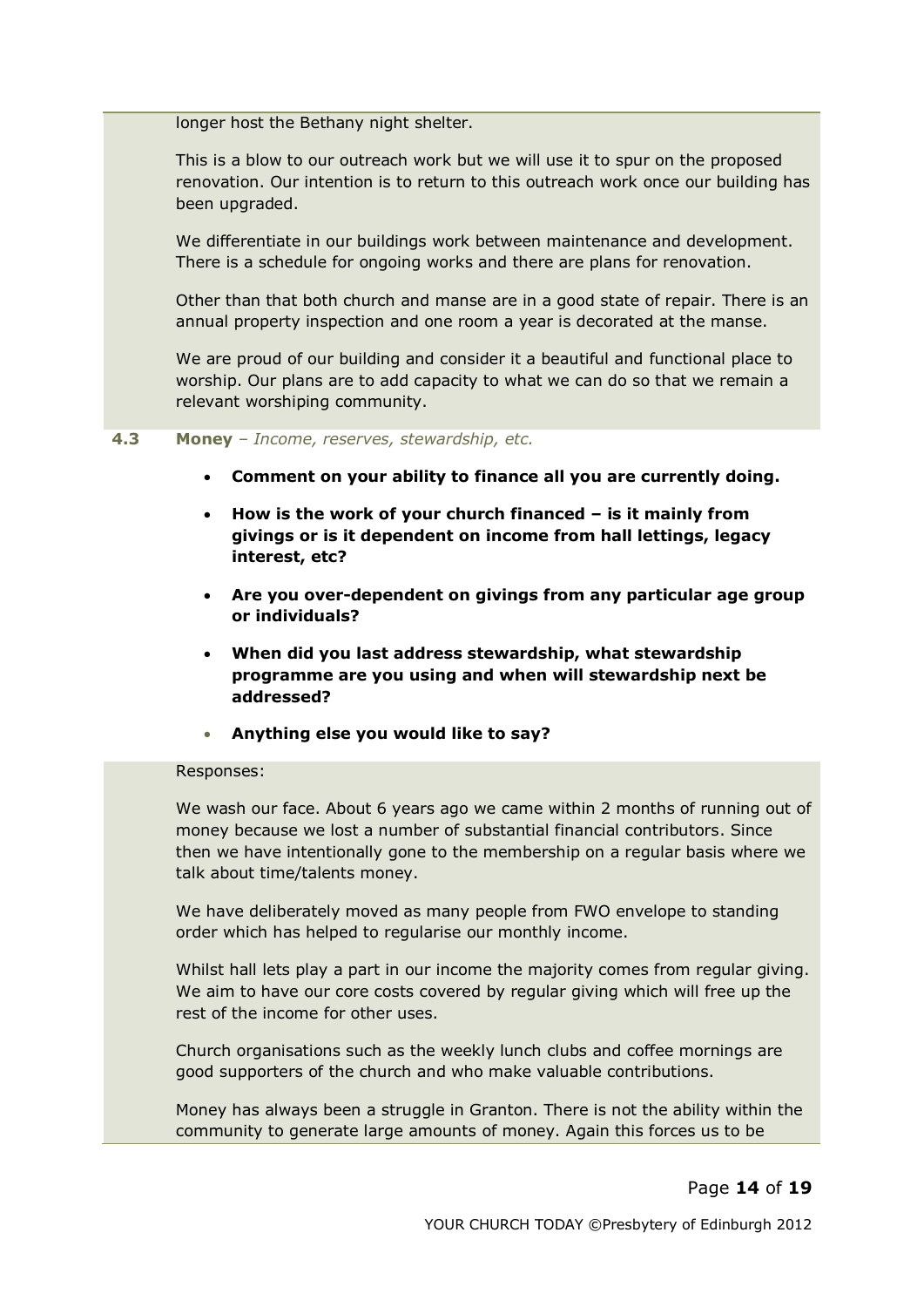longer host the Bethany night shelter.

This is a blow to our outreach work but we will use it to spur on the proposed renovation. Our intention is to return to this outreach work once our building has been upgraded.

We differentiate in our buildings work between maintenance and development. There is a schedule for ongoing works and there are plans for renovation.

Other than that both church and manse are in a good state of repair. There is an annual property inspection and one room a year is decorated at the manse.

We are proud of our building and consider it a beautiful and functional place to worship. Our plans are to add capacity to what we can do so that we remain a relevant worshiping community.

**4.3 Money** – *Income, reserves, stewardship, etc.*

- **Comment on your ability to finance all you are currently doing.**
- **How is the work of your church financed – is it mainly from givings or is it dependent on income from hall lettings, legacy interest, etc?**
- **Are you over-dependent on givings from any particular age group or individuals?**
- **When did you last address stewardship, what stewardship programme are you using and when will stewardship next be addressed?**
- **Anything else you would like to say?**

Responses:

We wash our face. About 6 years ago we came within 2 months of running out of money because we lost a number of substantial financial contributors. Since then we have intentionally gone to the membership on a regular basis where we talk about time/talents money.

We have deliberately moved as many people from FWO envelope to standing order which has helped to regularise our monthly income.

Whilst hall lets play a part in our income the majority comes from regular giving. We aim to have our core costs covered by regular giving which will free up the rest of the income for other uses.

Church organisations such as the weekly lunch clubs and coffee mornings are good supporters of the church and who make valuable contributions.

Money has always been a struggle in Granton. There is not the ability within the community to generate large amounts of money. Again this forces us to be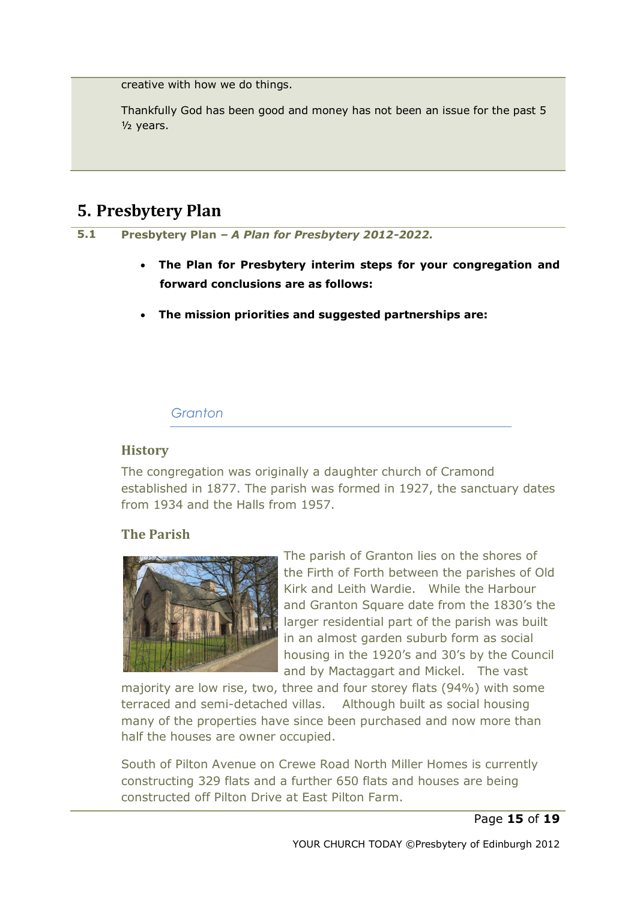creative with how we do things.

Thankfully God has been good and money has not been an issue for the past 5 ½ years.

# 5. Presbytery Plan

**5.1 Presbytery Plan – *A Plan for Presbytery 2012-2022.***

- **The Plan for Presbytery interim steps for your congregation and forward conclusions are as follows:**
- **The mission priorities and suggested partnerships are:**

*Granton*

## History

The congregation was originally a daughter church of Cramond established in 1877. The parish was formed in 1927, the sanctuary dates from 1934 and the Halls from 1957.

## The Parish

The parish of Granton lies on the shores of the Firth of Forth between the parishes of Old Kirk and Leith Wardie. While the Harbour and Granton Square date from the 1830's the larger residential part of the parish was built in an almost garden suburb form as social housing in the 1920's and 30's by the Council and by Mactaggart and Mickel. The vast majority are low rise, two, three and four storey flats (94%) with some terraced and semi-detached villas. Although built as social housing many of the properties have since been purchased and now more than half the houses are owner occupied.

South of Pilton Avenue on Crewe Road North Miller Homes is currently constructing 329 flats and a further 650 flats and houses are being constructed off Pilton Drive at East Pilton Farm.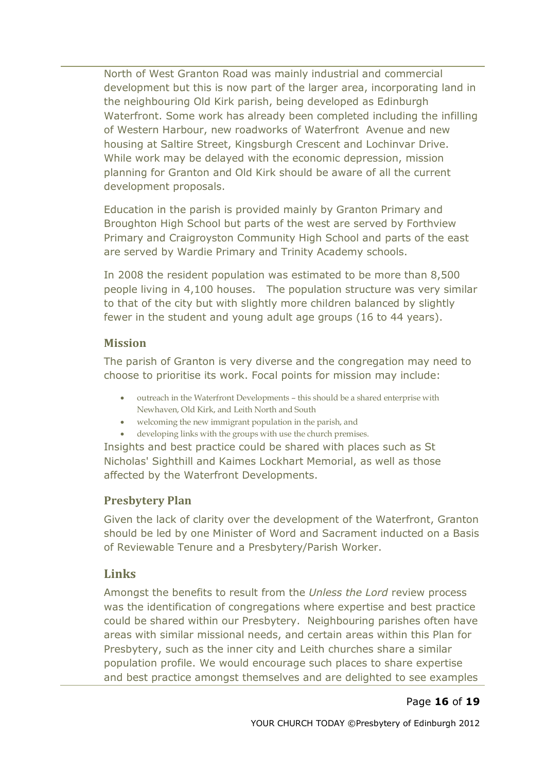North of West Granton Road was mainly industrial and commercial development but this is now part of the larger area, incorporating land in the neighbouring Old Kirk parish, being developed as Edinburgh Waterfront. Some work has already been completed including the infilling of Western Harbour, new roadworks of Waterfront Avenue and new housing at Saltire Street, Kingsburgh Crescent and Lochinvar Drive. While work may be delayed with the economic depression, mission planning for Granton and Old Kirk should be aware of all the current development proposals.

Education in the parish is provided mainly by Granton Primary and Broughton High School but parts of the west are served by Forthview Primary and Craigroyston Community High School and parts of the east are served by Wardie Primary and Trinity Academy schools.

In 2008 the resident population was estimated to be more than 8,500 people living in 4,100 houses. The population structure was very similar to that of the city but with slightly more children balanced by slightly fewer in the student and young adult age groups (16 to 44 years).

### Mission

The parish of Granton is very diverse and the congregation may need to choose to prioritise its work. Focal points for mission may include:

- outreach in the Waterfront Developments – this should be a shared enterprise with Newhaven, Old Kirk, and Leith North and South
- welcoming the new immigrant population in the parish, and
- developing links with the groups with use the church premises.

Insights and best practice could be shared with places such as St Nicholas' Sighthill and Kaimes Lockhart Memorial, as well as those affected by the Waterfront Developments.

### Presbytery Plan

Given the lack of clarity over the development of the Waterfront, Granton should be led by one Minister of Word and Sacrament inducted on a Basis of Reviewable Tenure and a Presbytery/Parish Worker.

## Links

Amongst the benefits to result from the *Unless the Lord* review process was the identification of congregations where expertise and best practice could be shared within our Presbytery. Neighbouring parishes often have areas with similar missional needs, and certain areas within this Plan for Presbytery, such as the inner city and Leith churches share a similar population profile. We would encourage such places to share expertise and best practice amongst themselves and are delighted to see examples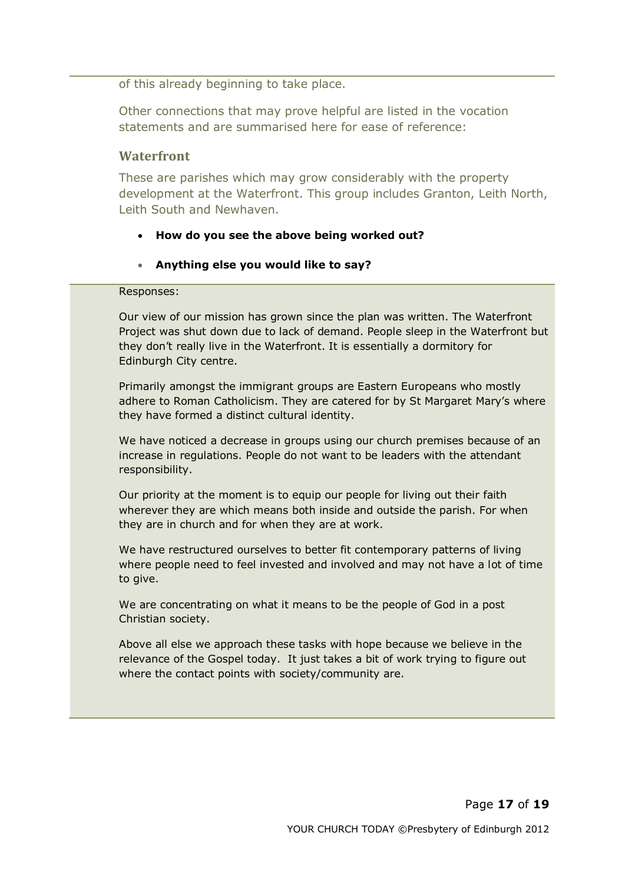of this already beginning to take place.

Other connections that may prove helpful are listed in the vocation statements and are summarised here for ease of reference:

### Waterfront

These are parishes which may grow considerably with the property development at the Waterfront. This group includes Granton, Leith North, Leith South and Newhaven.

- **How do you see the above being worked out?**
- **Anything else you would like to say?**

Responses:

Our view of our mission has grown since the plan was written. The Waterfront Project was shut down due to lack of demand. People sleep in the Waterfront but they don't really live in the Waterfront. It is essentially a dormitory for Edinburgh City centre.

Primarily amongst the immigrant groups are Eastern Europeans who mostly adhere to Roman Catholicism. They are catered for by St Margaret Mary's where they have formed a distinct cultural identity.

We have noticed a decrease in groups using our church premises because of an increase in regulations. People do not want to be leaders with the attendant responsibility.

Our priority at the moment is to equip our people for living out their faith wherever they are which means both inside and outside the parish. For when they are in church and for when they are at work.

We have restructured ourselves to better fit contemporary patterns of living where people need to feel invested and involved and may not have a lot of time to give.

We are concentrating on what it means to be the people of God in a post Christian society.

Above all else we approach these tasks with hope because we believe in the relevance of the Gospel today. It just takes a bit of work trying to figure out where the contact points with society/community are.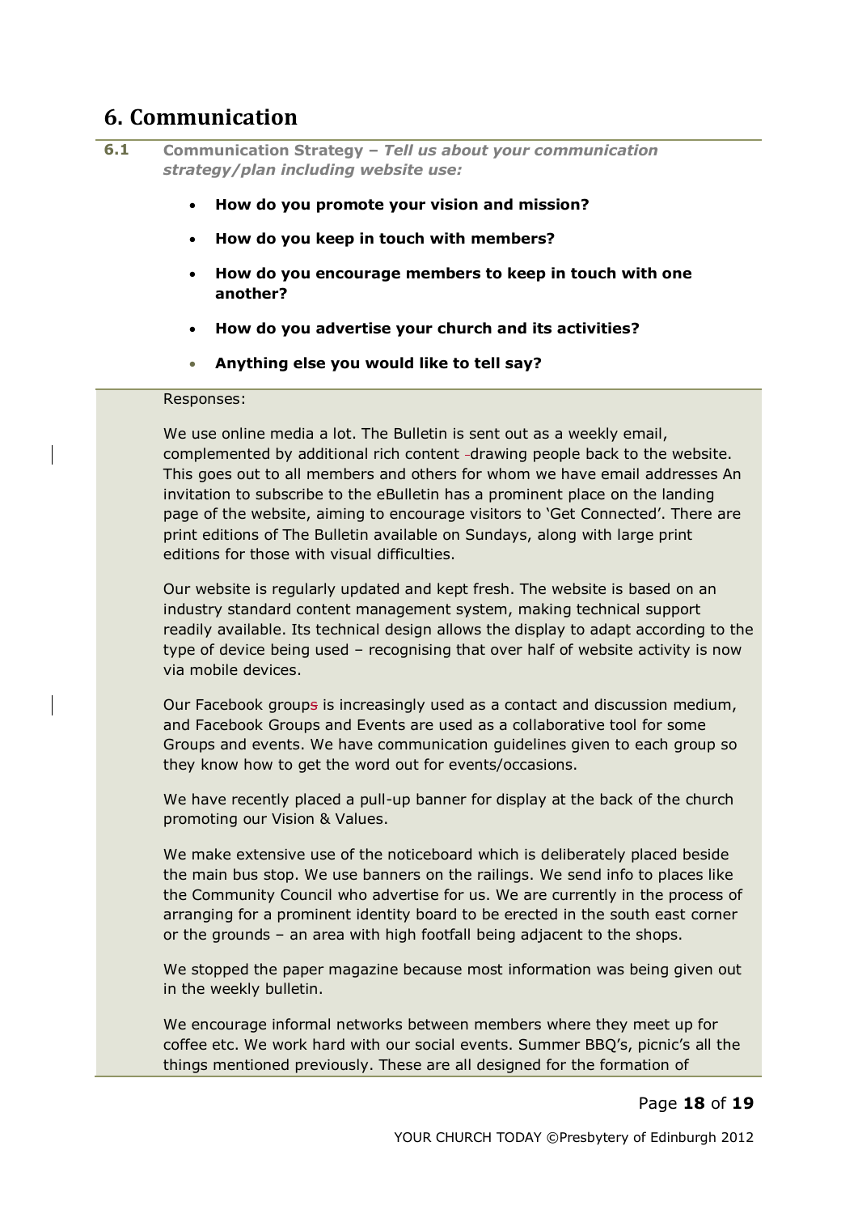## 6. Communication

**6.1** **Communication Strategy –** ***Tell us about your communication strategy/plan including website use:***

- **How do you promote your vision and mission?**
- **How do you keep in touch with members?**
- **How do you encourage members to keep in touch with one another?**
- **How do you advertise your church and its activities?**
- **Anything else you would like to tell say?**

Responses:

We use online media a lot. The Bulletin is sent out as a weekly email, complemented by additional rich content -drawing people back to the website. This goes out to all members and others for whom we have email addresses An invitation to subscribe to the eBulletin has a prominent place on the landing page of the website, aiming to encourage visitors to 'Get Connected'. There are print editions of The Bulletin available on Sundays, along with large print editions for those with visual difficulties.

Our website is regularly updated and kept fresh. The website is based on an industry standard content management system, making technical support readily available. Its technical design allows the display to adapt according to the type of device being used – recognising that over half of website activity is now via mobile devices.

Our Facebook groups is increasingly used as a contact and discussion medium, and Facebook Groups and Events are used as a collaborative tool for some Groups and events. We have communication guidelines given to each group so they know how to get the word out for events/occasions.

We have recently placed a pull-up banner for display at the back of the church promoting our Vision & Values.

We make extensive use of the noticeboard which is deliberately placed beside the main bus stop. We use banners on the railings. We send info to places like the Community Council who advertise for us. We are currently in the process of arranging for a prominent identity board to be erected in the south east corner or the grounds – an area with high footfall being adjacent to the shops.

We stopped the paper magazine because most information was being given out in the weekly bulletin.

We encourage informal networks between members where they meet up for coffee etc. We work hard with our social events. Summer BBQ's, picnic's all the things mentioned previously. These are all designed for the formation of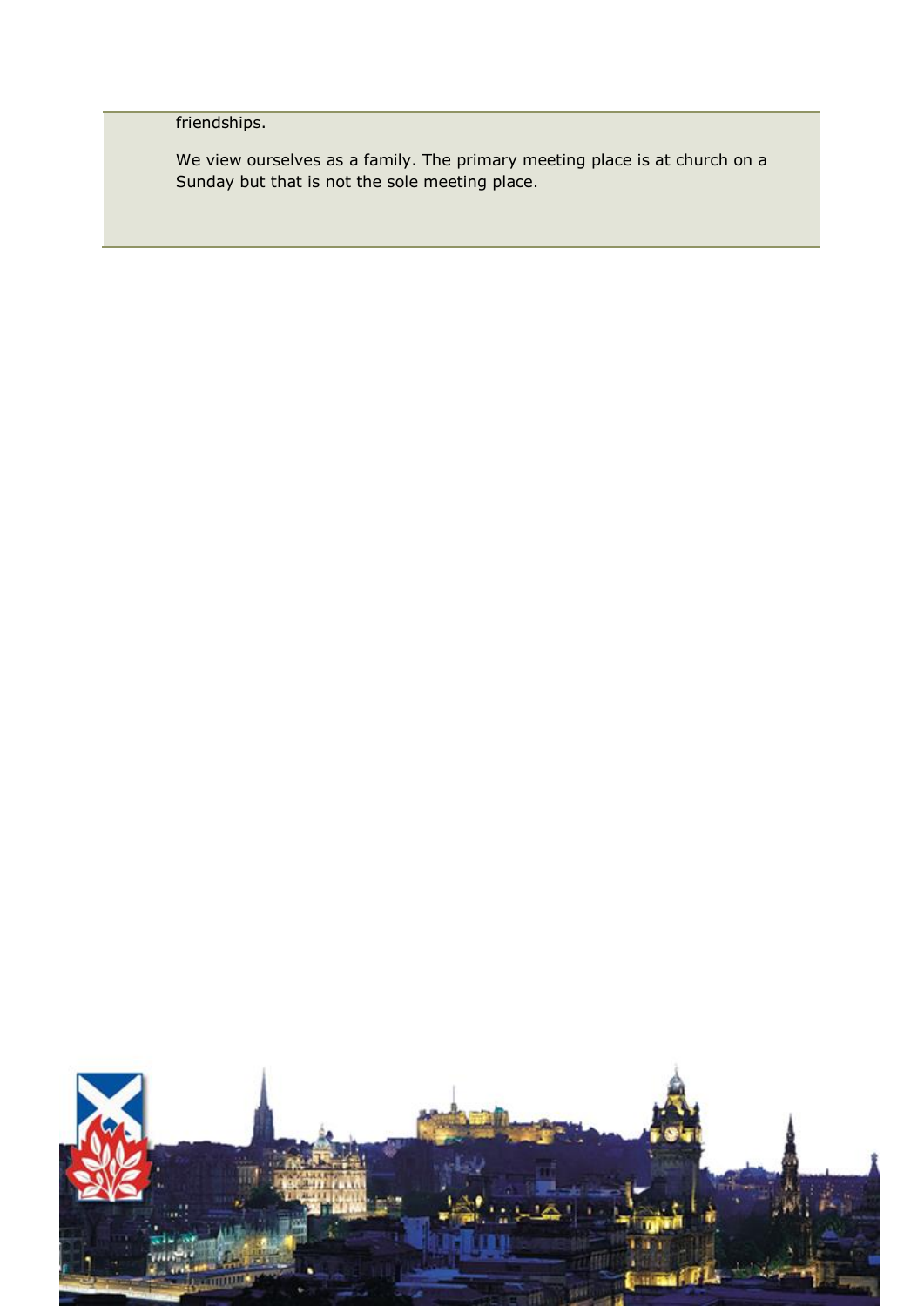friendships.

We view ourselves as a family. The primary meeting place is at church on a Sunday but that is not the sole meeting place.